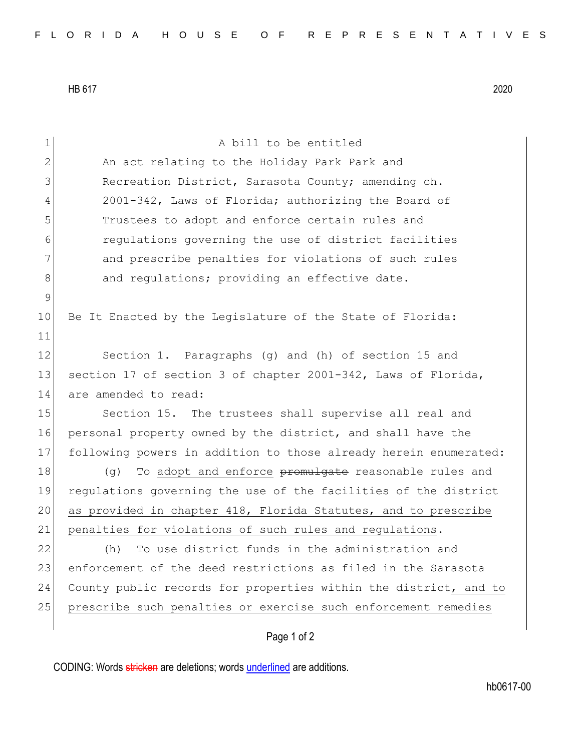HB 617 2020

A bill to be entitled

An act relating to the Holiday Park Park and Recreation District, Sarasota County; amending ch. 2001-342, Laws of Florida; authorizing the Board of Trustees to adopt and enforce certain rules and regulations governing the use of district facilities and prescribe penalties for violations of such rules and regulations; providing an effective date.

Be It Enacted by the Legislature of the State of Florida:

Section 1. Paragraphs (g) and (h) of section 15 and section 17 of section 3 of chapter 2001-342, Laws of Florida, are amended to read:

Section 15. The trustees shall supervise all real and personal property owned by the district, and shall have the following powers in addition to those already herein enumerated:

(g) To adopt and enforce ~~promulgate~~ reasonable rules and regulations governing the use of the facilities of the district as provided in chapter 418, Florida Statutes, and to prescribe penalties for violations of such rules and regulations.

(h) To use district funds in the administration and enforcement of the deed restrictions as filed in the Sarasota County public records for properties within the district, and to prescribe such penalties or exercise such enforcement remedies

CODING: Words ~~stricken~~ are deletions; words underlined are additions.

hb0617-00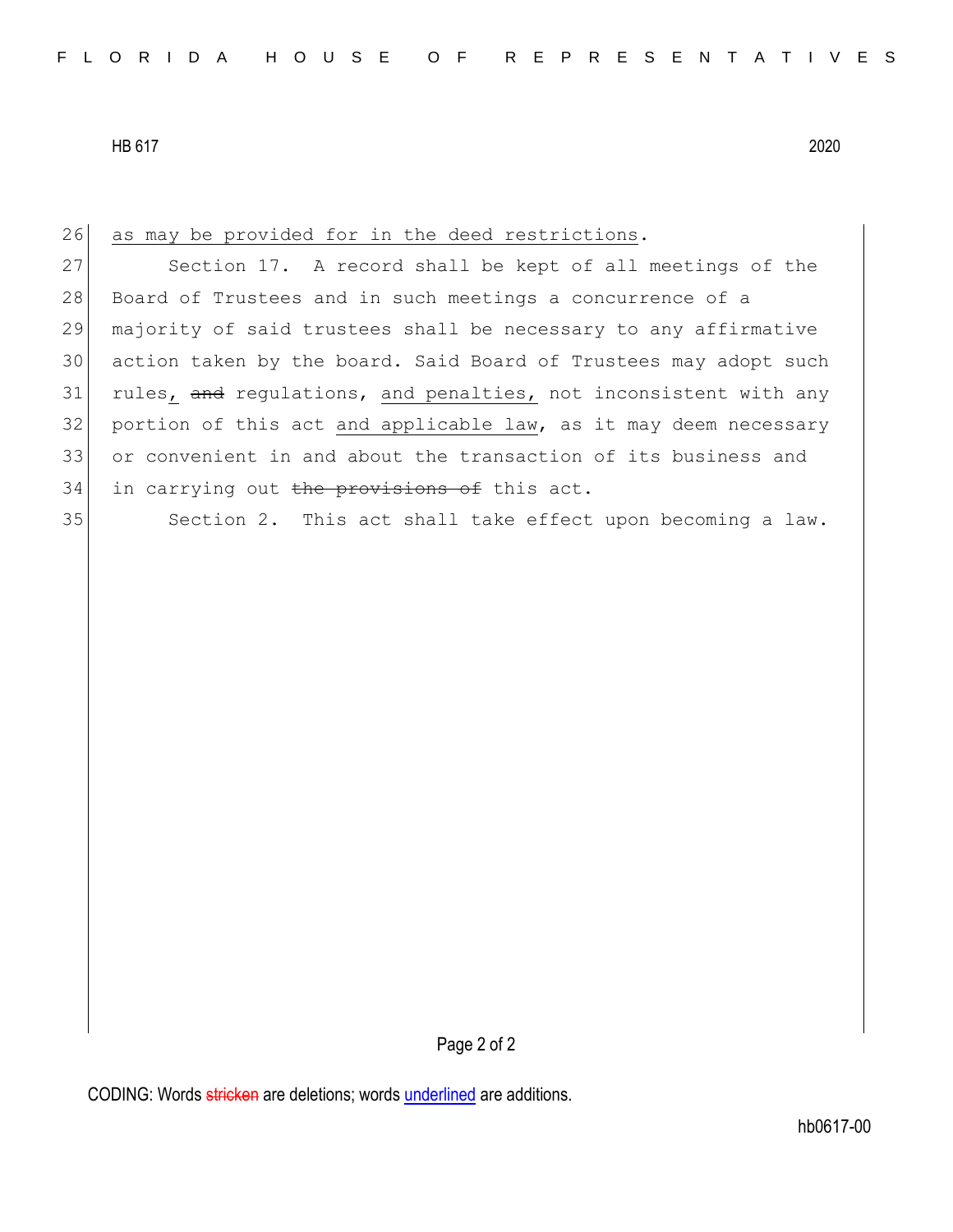26 <u>as may be provided for in the deed restrictions</u>.

27 Section 17. A record shall be kept of all meetings of the

28 Board of Trustees and in such meetings a concurrence of a

29 majority of said trustees shall be necessary to any affirmative

30 action taken by the board. Said Board of Trustees may adopt such

31 rules<u>,</u> ~~and~~ regulations, <u>and penalties,</u> not inconsistent with any

32 portion of this act <u>and applicable law</u>, as it may deem necessary

33 or convenient in and about the transaction of its business and

34 in carrying out ~~the provisions of~~ this act.

35 Section 2. This act shall take effect upon becoming a law.

CODING: Words ~~stricken~~ are deletions; words <u>underlined</u> are additions.